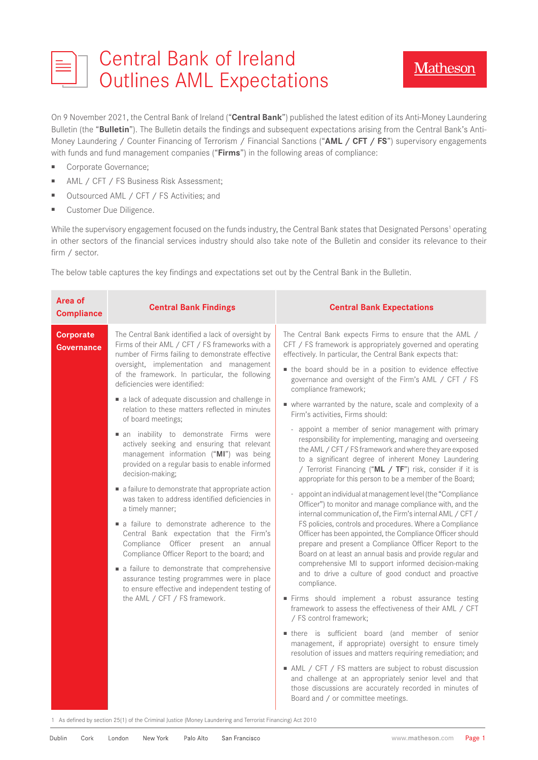# Central Bank of Ireland Outlines AML Expectations

On 9 November 2021, the Central Bank of Ireland ("**Central Bank**") published the latest edition of its Anti-Money Laundering Bulletin (the "**Bulletin**"). The Bulletin details the findings and subsequent expectations arising from the Central Bank's Anti-Money Laundering / Counter Financing of Terrorism / Financial Sanctions ("**AML / CFT / FS**") supervisory engagements with funds and fund management companies ("**Firms**") in the following areas of compliance:

- Corporate Governance;
- AML / CFT / FS Business Risk Assessment;
- Outsourced AML / CFT / FS Activities; and
- Customer Due Diligence.

While the supervisory engagement focused on the funds industry, the Central Bank states that Designated Persons[1] operating in other sectors of the financial services industry should also take note of the Bulletin and consider its relevance to their firm / sector.

The below table captures the key findings and expectations set out by the Central Bank in the Bulletin.

| Area of Compliance | Central Bank Findings | Central Bank Expectations |
|---|---|---|
| **Corporate Governance** | The Central Bank identified a lack of oversight by Firms of their AML / CFT / FS frameworks with a number of Firms failing to demonstrate effective oversight, implementation and management of the framework. In particular, the following deficiencies were identified:<br>▪ a lack of adequate discussion and challenge in relation to these matters reflected in minutes of board meetings;<br>▪ an inability to demonstrate Firms were actively seeking and ensuring that relevant management information ("**MI**") was being provided on a regular basis to enable informed decision-making;<br>▪ a failure to demonstrate that appropriate action was taken to address identified deficiencies in a timely manner;<br>▪ a failure to demonstrate adherence to the Central Bank expectation that the Firm's Compliance Officer present an annual Compliance Officer Report to the board; and<br>▪ a failure to demonstrate that comprehensive assurance testing programmes were in place to ensure effective and independent testing of the AML / CFT / FS framework. | The Central Bank expects Firms to ensure that the AML / CFT / FS framework is appropriately governed and operating effectively. In particular, the Central Bank expects that:<br>▪ the board should be in a position to evidence effective governance and oversight of the Firm's AML / CFT / FS compliance framework;<br>▪ where warranted by the nature, scale and complexity of a Firm's activities, Firms should:<br>- appoint a member of senior management with primary responsibility for implementing, managing and overseeing the AML / CFT / FS framework and where they are exposed to a significant degree of inherent Money Laundering / Terrorist Financing ("**ML / TF**") risk, consider if it is appropriate for this person to be a member of the Board;<br>- appoint an individual at management level (the "Compliance Officer") to monitor and manage compliance with, and the internal communication of, the Firm's internal AML / CFT / FS policies, controls and procedures. Where a Compliance Officer has been appointed, the Compliance Officer should prepare and present a Compliance Officer Report to the Board on at least an annual basis and provide regular and comprehensive MI to support informed decision-making and to drive a culture of good conduct and proactive compliance.<br>▪ Firms should implement a robust assurance testing framework to assess the effectiveness of their AML / CFT / FS control framework;<br>▪ there is sufficient board (and member of senior management, if appropriate) oversight to ensure timely resolution of issues and matters requiring remediation; and<br>▪ AML / CFT / FS matters are subject to robust discussion and challenge at an appropriately senior level and that those discussions are accurately recorded in minutes of Board and / or committee meetings. |

1 As defined by section 25(1) of the Criminal Justice (Money Laundering and Terrorist Financing) Act 2010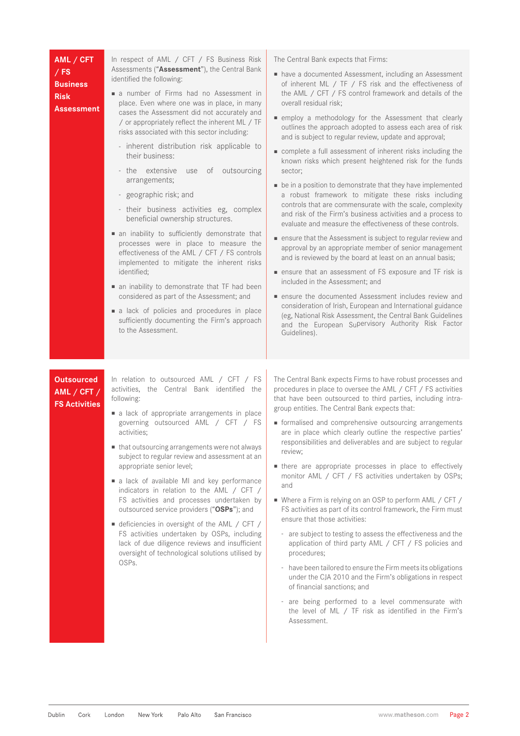## AML / CFT / FS Business Risk Assessment

In respect of AML / CFT / FS Business Risk Assessments ("**Assessment**"), the Central Bank identified the following:

- a number of Firms had no Assessment in place. Even where one was in place, in many cases the Assessment did not accurately and / or appropriately reflect the inherent ML / TF risks associated with this sector including:
  - inherent distribution risk applicable to their business:
  - the extensive use of outsourcing arrangements;
  - geographic risk; and
  - their business activities eg, complex beneficial ownership structures.
- an inability to sufficiently demonstrate that processes were in place to measure the effectiveness of the AML / CFT / FS controls implemented to mitigate the inherent risks identified;
- an inability to demonstrate that TF had been considered as part of the Assessment; and
- a lack of policies and procedures in place sufficiently documenting the Firm's approach to the Assessment.

The Central Bank expects that Firms:

- have a documented Assessment, including an Assessment of inherent ML / TF / FS risk and the effectiveness of the AML / CFT / FS control framework and details of the overall residual risk;
- employ a methodology for the Assessment that clearly outlines the approach adopted to assess each area of risk and is subject to regular review, update and approval;
- complete a full assessment of inherent risks including the known risks which present heightened risk for the funds sector;
- be in a position to demonstrate that they have implemented a robust framework to mitigate these risks including controls that are commensurate with the scale, complexity and risk of the Firm's business activities and a process to evaluate and measure the effectiveness of these controls.
- ensure that the Assessment is subject to regular review and approval by an appropriate member of senior management and is reviewed by the board at least on an annual basis;
- ensure that an assessment of FS exposure and TF risk is included in the Assessment; and
- ensure the documented Assessment includes review and consideration of Irish, European and International guidance (eg, National Risk Assessment, the Central Bank Guidelines and the European Supervisory Authority Risk Factor Guidelines).

## Outsourced AML / CFT / FS Activities

In relation to outsourced AML / CFT / FS activities, the Central Bank identified the following:

- a lack of appropriate arrangements in place governing outsourced AML / CFT / FS activities;
- that outsourcing arrangements were not always subject to regular review and assessment at an appropriate senior level;
- a lack of available MI and key performance indicators in relation to the AML / CFT / FS activities and processes undertaken by outsourced service providers ("**OSPs**"); and
- deficiencies in oversight of the AML / CFT / FS activities undertaken by OSPs, including lack of due diligence reviews and insufficient oversight of technological solutions utilised by OSPs.

The Central Bank expects Firms to have robust processes and procedures in place to oversee the AML / CFT / FS activities that have been outsourced to third parties, including intra-group entities. The Central Bank expects that:

- formalised and comprehensive outsourcing arrangements are in place which clearly outline the respective parties' responsibilities and deliverables and are subject to regular review;
- there are appropriate processes in place to effectively monitor AML / CFT / FS activities undertaken by OSPs; and
- Where a Firm is relying on an OSP to perform AML / CFT / FS activities as part of its control framework, the Firm must ensure that those activities:
  - are subject to testing to assess the effectiveness and the application of third party AML / CFT / FS policies and procedures;
  - have been tailored to ensure the Firm meets its obligations under the CJA 2010 and the Firm's obligations in respect of financial sanctions; and
  - are being performed to a level commensurate with the level of ML / TF risk as identified in the Firm's Assessment.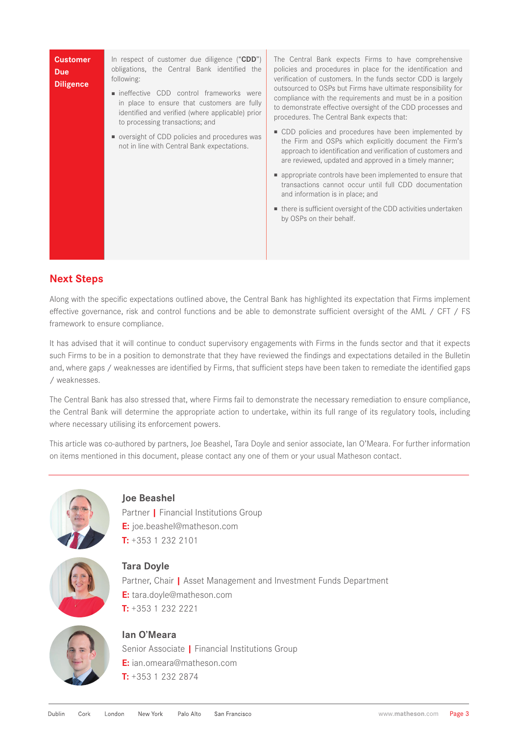| | | |
|---|---|---|
| **Customer Due Diligence** | In respect of customer due diligence ("**CDD**") obligations, the Central Bank identified the following:<br><br>▪ ineffective CDD control frameworks were in place to ensure that customers are fully identified and verified (where applicable) prior to processing transactions; and<br><br>▪ oversight of CDD policies and procedures was not in line with Central Bank expectations. | The Central Bank expects Firms to have comprehensive policies and procedures in place for the identification and verification of customers. In the funds sector CDD is largely outsourced to OSPs but Firms have ultimate responsibility for compliance with the requirements and must be in a position to demonstrate effective oversight of the CDD processes and procedures. The Central Bank expects that:<br><br>▪ CDD policies and procedures have been implemented by the Firm and OSPs which explicitly document the Firm's approach to identification and verification of customers and are reviewed, updated and approved in a timely manner;<br><br>▪ appropriate controls have been implemented to ensure that transactions cannot occur until full CDD documentation and information is in place; and<br><br>▪ there is sufficient oversight of the CDD activities undertaken by OSPs on their behalf. |

## Next Steps

Along with the specific expectations outlined above, the Central Bank has highlighted its expectation that Firms implement effective governance, risk and control functions and be able to demonstrate sufficient oversight of the AML / CFT / FS framework to ensure compliance.

It has advised that it will continue to conduct supervisory engagements with Firms in the funds sector and that it expects such Firms to be in a position to demonstrate that they have reviewed the findings and expectations detailed in the Bulletin and, where gaps / weaknesses are identified by Firms, that sufficient steps have been taken to remediate the identified gaps / weaknesses.

The Central Bank has also stressed that, where Firms fail to demonstrate the necessary remediation to ensure compliance, the Central Bank will determine the appropriate action to undertake, within its full range of its regulatory tools, including where necessary utilising its enforcement powers.

This article was co-authored by partners, Joe Beashel, Tara Doyle and senior associate, Ian O'Meara. For further information on items mentioned in this document, please contact any one of them or your usual Matheson contact.

---

**Joe Beashel**
Partner | Financial Institutions Group
**E:** joe.beashel@matheson.com
**T:** +353 1 232 2101

**Tara Doyle**
Partner, Chair | Asset Management and Investment Funds Department
**E:** tara.doyle@matheson.com
**T:** +353 1 232 2221

**Ian O'Meara**
Senior Associate | Financial Institutions Group
**E:** ian.omeara@matheson.com
**T:** +353 1 232 2874

Dublin Cork London New York Palo Alto San Francisco www.matheson.com